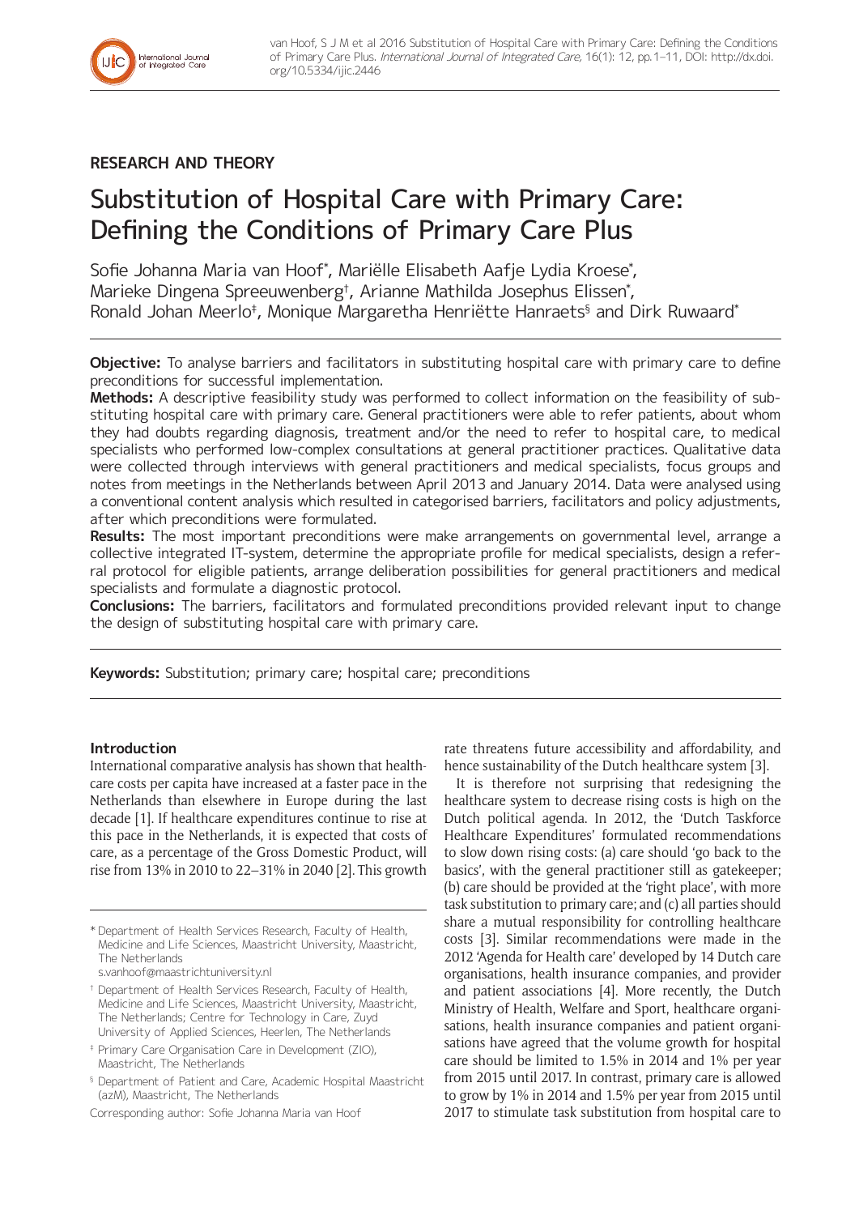## RESEARCH AND THEORY

# Substitution of Hospital Care with Primary Care: Defining the Conditions of Primary Care Plus

Sofie Johanna Maria van Hoof[*], Mariëlle Elisabeth Aafje Lydia Kroese[*], Marieke Dingena Spreeuwenberg[†], Arianne Mathilda Josephus Elissen[*], Ronald Johan Meerlo[‡], Monique Margaretha Henriëtte Hanraets[§] and Dirk Ruwaard[*]

**Objective:** To analyse barriers and facilitators in substituting hospital care with primary care to define preconditions for successful implementation.

**Methods:** A descriptive feasibility study was performed to collect information on the feasibility of substituting hospital care with primary care. General practitioners were able to refer patients, about whom they had doubts regarding diagnosis, treatment and/or the need to refer to hospital care, to medical specialists who performed low-complex consultations at general practitioner practices. Qualitative data were collected through interviews with general practitioners and medical specialists, focus groups and notes from meetings in the Netherlands between April 2013 and January 2014. Data were analysed using a conventional content analysis which resulted in categorised barriers, facilitators and policy adjustments, after which preconditions were formulated.

**Results:** The most important preconditions were make arrangements on governmental level, arrange a collective integrated IT-system, determine the appropriate profile for medical specialists, design a referral protocol for eligible patients, arrange deliberation possibilities for general practitioners and medical specialists and formulate a diagnostic protocol.

**Conclusions:** The barriers, facilitators and formulated preconditions provided relevant input to change the design of substituting hospital care with primary care.

**Keywords:** Substitution; primary care; hospital care; preconditions

## Introduction

International comparative analysis has shown that healthcare costs per capita have increased at a faster pace in the Netherlands than elsewhere in Europe during the last decade [1]. If healthcare expenditures continue to rise at this pace in the Netherlands, it is expected that costs of care, as a percentage of the Gross Domestic Product, will rise from 13% in 2010 to 22–31% in 2040 [2]. This growth rate threatens future accessibility and affordability, and hence sustainability of the Dutch healthcare system [3].

It is therefore not surprising that redesigning the healthcare system to decrease rising costs is high on the Dutch political agenda. In 2012, the 'Dutch Taskforce Healthcare Expenditures' formulated recommendations to slow down rising costs: (a) care should 'go back to the basics', with the general practitioner still as gatekeeper; (b) care should be provided at the 'right place', with more task substitution to primary care; and (c) all parties should share a mutual responsibility for controlling healthcare costs [3]. Similar recommendations were made in the 2012 'Agenda for Health care' developed by 14 Dutch care organisations, health insurance companies, and provider and patient associations [4]. More recently, the Dutch Ministry of Health, Welfare and Sport, healthcare organisations, health insurance companies and patient organisations have agreed that the volume growth for hospital care should be limited to 1.5% in 2014 and 1% per year from 2015 until 2017. In contrast, primary care is allowed to grow by 1% in 2014 and 1.5% per year from 2015 until 2017 to stimulate task substitution from hospital care to

---

[*] Department of Health Services Research, Faculty of Health, Medicine and Life Sciences, Maastricht University, Maastricht, The Netherlands
s.vanhoof@maastrichtuniversity.nl

[†] Department of Health Services Research, Faculty of Health, Medicine and Life Sciences, Maastricht University, Maastricht, The Netherlands; Centre for Technology in Care, Zuyd University of Applied Sciences, Heerlen, The Netherlands

[‡] Primary Care Organisation Care in Development (ZIO), Maastricht, The Netherlands

[§] Department of Patient and Care, Academic Hospital Maastricht (azM), Maastricht, The Netherlands

Corresponding author: Sofie Johanna Maria van Hoof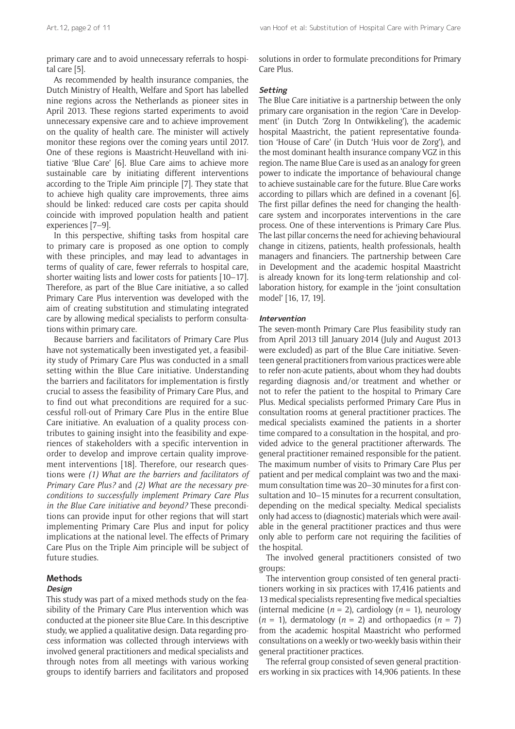primary care and to avoid unnecessary referrals to hospital care [5].

As recommended by health insurance companies, the Dutch Ministry of Health, Welfare and Sport has labelled nine regions across the Netherlands as pioneer sites in April 2013. These regions started experiments to avoid unnecessary expensive care and to achieve improvement on the quality of health care. The minister will actively monitor these regions over the coming years until 2017. One of these regions is Maastricht-Heuvelland with initiative 'Blue Care' [6]. Blue Care aims to achieve more sustainable care by initiating different interventions according to the Triple Aim principle [7]. They state that to achieve high quality care improvements, three aims should be linked: reduced care costs per capita should coincide with improved population health and patient experiences [7–9].

In this perspective, shifting tasks from hospital care to primary care is proposed as one option to comply with these principles, and may lead to advantages in terms of quality of care, fewer referrals to hospital care, shorter waiting lists and lower costs for patients [10–17]. Therefore, as part of the Blue Care initiative, a so called Primary Care Plus intervention was developed with the aim of creating substitution and stimulating integrated care by allowing medical specialists to perform consultations within primary care.

Because barriers and facilitators of Primary Care Plus have not systematically been investigated yet, a feasibility study of Primary Care Plus was conducted in a small setting within the Blue Care initiative. Understanding the barriers and facilitators for implementation is firstly crucial to assess the feasibility of Primary Care Plus, and to find out what preconditions are required for a successful roll-out of Primary Care Plus in the entire Blue Care initiative. An evaluation of a quality process contributes to gaining insight into the feasibility and experiences of stakeholders with a specific intervention in order to develop and improve certain quality improvement interventions [18]. Therefore, our research questions were *(1) What are the barriers and facilitators of Primary Care Plus?* and *(2) What are the necessary preconditions to successfully implement Primary Care Plus in the Blue Care initiative and beyond?* These preconditions can provide input for other regions that will start implementing Primary Care Plus and input for policy implications at the national level. The effects of Primary Care Plus on the Triple Aim principle will be subject of future studies.

## Methods

### Design

This study was part of a mixed methods study on the feasibility of the Primary Care Plus intervention which was conducted at the pioneer site Blue Care. In this descriptive study, we applied a qualitative design. Data regarding process information was collected through interviews with involved general practitioners and medical specialists and through notes from all meetings with various working groups to identify barriers and facilitators and proposed solutions in order to formulate preconditions for Primary Care Plus.

### Setting

The Blue Care initiative is a partnership between the only primary care organisation in the region 'Care in Development' (in Dutch 'Zorg In Ontwikkeling'), the academic hospital Maastricht, the patient representative foundation 'House of Care' (in Dutch 'Huis voor de Zorg'), and the most dominant health insurance company VGZ in this region. The name Blue Care is used as an analogy for green power to indicate the importance of behavioural change to achieve sustainable care for the future. Blue Care works according to pillars which are defined in a covenant [6]. The first pillar defines the need for changing the healthcare system and incorporates interventions in the care process. One of these interventions is Primary Care Plus. The last pillar concerns the need for achieving behavioural change in citizens, patients, health professionals, health managers and financiers. The partnership between Care in Development and the academic hospital Maastricht is already known for its long-term relationship and collaboration history, for example in the 'joint consultation model' [16, 17, 19].

### Intervention

The seven-month Primary Care Plus feasibility study ran from April 2013 till January 2014 (July and August 2013 were excluded) as part of the Blue Care initiative. Seventeen general practitioners from various practices were able to refer non-acute patients, about whom they had doubts regarding diagnosis and/or treatment and whether or not to refer the patient to the hospital to Primary Care Plus. Medical specialists performed Primary Care Plus in consultation rooms at general practitioner practices. The medical specialists examined the patients in a shorter time compared to a consultation in the hospital, and provided advice to the general practitioner afterwards. The general practitioner remained responsible for the patient. The maximum number of visits to Primary Care Plus per patient and per medical complaint was two and the maximum consultation time was 20–30 minutes for a first consultation and 10–15 minutes for a recurrent consultation, depending on the medical specialty. Medical specialists only had access to (diagnostic) materials which were available in the general practitioner practices and thus were only able to perform care not requiring the facilities of the hospital.

The involved general practitioners consisted of two groups:

The intervention group consisted of ten general practitioners working in six practices with 17,416 patients and 13 medical specialists representing five medical specialties (internal medicine ($n = 2$), cardiology ($n = 1$), neurology ($n = 1$), dermatology ($n = 2$) and orthopaedics ($n = 7$) from the academic hospital Maastricht who performed consultations on a weekly or two-weekly basis within their general practitioner practices.

The referral group consisted of seven general practitioners working in six practices with 14,906 patients. In these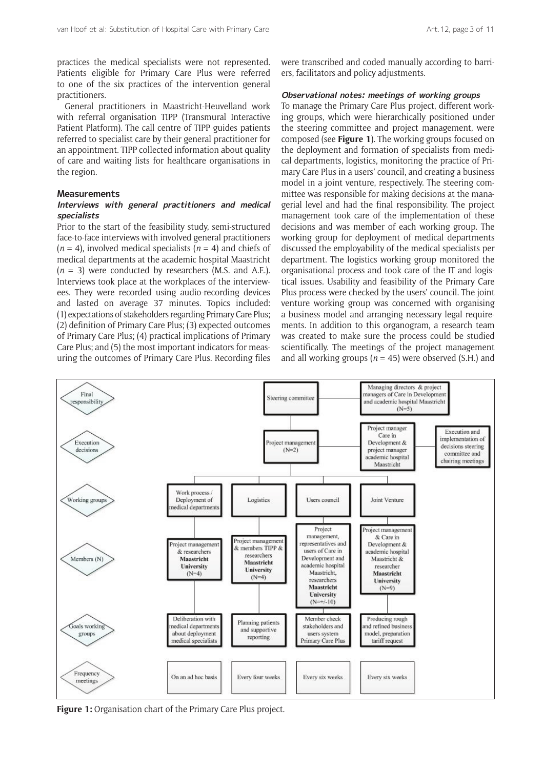practices the medical specialists were not represented. Patients eligible for Primary Care Plus were referred to one of the six practices of the intervention general practitioners.

General practitioners in Maastricht-Heuvelland work with referral organisation TIPP (Transmural Interactive Patient Platform). The call centre of TIPP guides patients referred to specialist care by their general practitioner for an appointment. TIPP collected information about quality of care and waiting lists for healthcare organisations in the region.

### Measurements

#### *Interviews with general practitioners and medical specialists*

Prior to the start of the feasibility study, semi-structured face-to-face interviews with involved general practitioners ($n$ = 4), involved medical specialists ($n$ = 4) and chiefs of medical departments at the academic hospital Maastricht ($n$ = 3) were conducted by researchers (M.S. and A.E.). Interviews took place at the workplaces of the interviewees. They were recorded using audio-recording devices and lasted on average 37 minutes. Topics included: (1) expectations of stakeholders regarding Primary Care Plus; (2) definition of Primary Care Plus; (3) expected outcomes of Primary Care Plus; (4) practical implications of Primary Care Plus; and (5) the most important indicators for measuring the outcomes of Primary Care Plus. Recording files were transcribed and coded manually according to barriers, facilitators and policy adjustments.

#### *Observational notes: meetings of working groups*

To manage the Primary Care Plus project, different working groups, which were hierarchically positioned under the steering committee and project management, were composed (see **Figure 1**). The working groups focused on the deployment and formation of specialists from medical departments, logistics, monitoring the practice of Primary Care Plus in a users' council, and creating a business model in a joint venture, respectively. The steering committee was responsible for making decisions at the managerial level and had the final responsibility. The project management took care of the implementation of these decisions and was member of each working group. The working group for deployment of medical departments discussed the employability of the medical specialists per department. The logistics working group monitored the organisational process and took care of the IT and logistical issues. Usability and feasibility of the Primary Care Plus process were checked by the users' council. The joint venture working group was concerned with organising a business model and arranging necessary legal requirements. In addition to this organogram, a research team was created to make sure the process could be studied scientifically. The meetings of the project management and all working groups ($n$ = 45) were observed (S.H.) and

| Level | Work process / Deployment of medical departments | Logistics | Users council | Joint Venture |
|---|---|---|---|---|
| Final responsibility | Steering committee: Managing directors & project managers of Care in Development and academic hospital Maastricht (N=5) | | | |
| Execution decisions | Project management (N=2): Project manager Care in Development & project manager academic hospital Maastricht — Execution and implementation of decisions steering committee and chairing meetings | | | |
| Members (N) | Project management & researchers **Maastricht University** (N=4) | Project management & members TIPP & researchers **Maastricht University** (N=4) | Project management, representatives and users of Care in Development and academic hospital Maastricht, researchers **Maastricht University** (N=+/-10) | Project management & Care in Development & academic hospital Maastricht & researcher **Maastricht University** (N=9) |
| Goals working groups | Deliberation with medical departments about deployment medical specialists | Planning patients and supportive reporting | Member check stakeholders and users system Primary Care Plus | Producing rough and refined business model, preparation tariff request |
| Frequency meetings | On an ad hoc basis | Every four weeks | Every six weeks | Every six weeks |

**Figure 1:** Organisation chart of the Primary Care Plus project.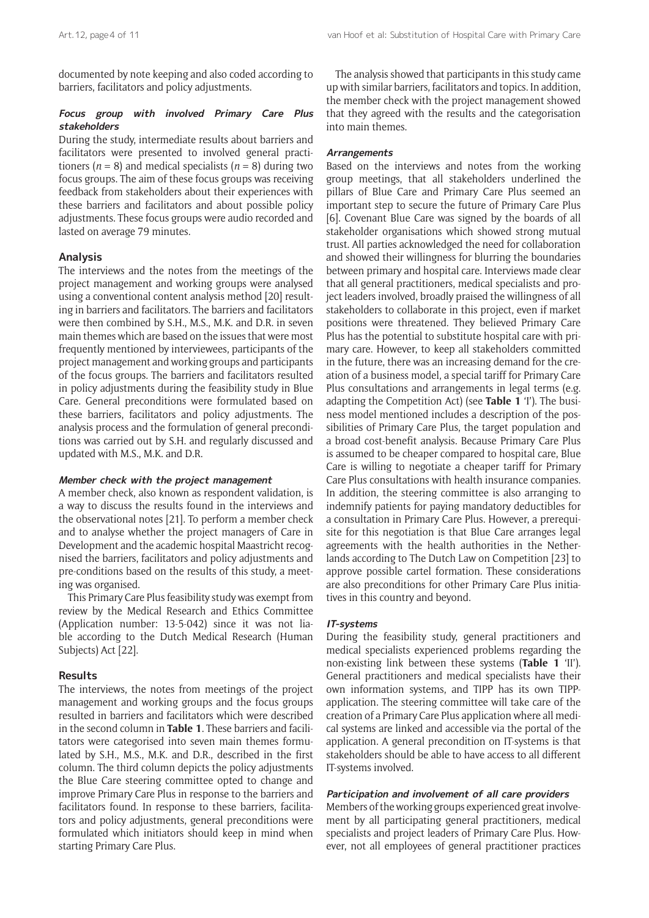documented by note keeping and also coded according to barriers, facilitators and policy adjustments.

#### *Focus group with involved Primary Care Plus stakeholders*

During the study, intermediate results about barriers and facilitators were presented to involved general practitioners ($n = 8$) and medical specialists ($n = 8$) during two focus groups. The aim of these focus groups was receiving feedback from stakeholders about their experiences with these barriers and facilitators and about possible policy adjustments. These focus groups were audio recorded and lasted on average 79 minutes.

### Analysis

The interviews and the notes from the meetings of the project management and working groups were analysed using a conventional content analysis method [20] resulting in barriers and facilitators. The barriers and facilitators were then combined by S.H., M.S., M.K. and D.R. in seven main themes which are based on the issues that were most frequently mentioned by interviewees, participants of the project management and working groups and participants of the focus groups. The barriers and facilitators resulted in policy adjustments during the feasibility study in Blue Care. General preconditions were formulated based on these barriers, facilitators and policy adjustments. The analysis process and the formulation of general preconditions was carried out by S.H. and regularly discussed and updated with M.S., M.K. and D.R.

#### *Member check with the project management*

A member check, also known as respondent validation, is a way to discuss the results found in the interviews and the observational notes [21]. To perform a member check and to analyse whether the project managers of Care in Development and the academic hospital Maastricht recognised the barriers, facilitators and policy adjustments and pre-conditions based on the results of this study, a meeting was organised.

This Primary Care Plus feasibility study was exempt from review by the Medical Research and Ethics Committee (Application number: 13-5-042) since it was not liable according to the Dutch Medical Research (Human Subjects) Act [22].

### Results

The interviews, the notes from meetings of the project management and working groups and the focus groups resulted in barriers and facilitators which were described in the second column in **Table 1**. These barriers and facilitators were categorised into seven main themes formulated by S.H., M.S., M.K. and D.R., described in the first column. The third column depicts the policy adjustments the Blue Care steering committee opted to change and improve Primary Care Plus in response to the barriers and facilitators found. In response to these barriers, facilitators and policy adjustments, general preconditions were formulated which initiators should keep in mind when starting Primary Care Plus.

The analysis showed that participants in this study came up with similar barriers, facilitators and topics. In addition, the member check with the project management showed that they agreed with the results and the categorisation into main themes.

#### *Arrangements*

Based on the interviews and notes from the working group meetings, that all stakeholders underlined the pillars of Blue Care and Primary Care Plus seemed an important step to secure the future of Primary Care Plus [6]. Covenant Blue Care was signed by the boards of all stakeholder organisations which showed strong mutual trust. All parties acknowledged the need for collaboration and showed their willingness for blurring the boundaries between primary and hospital care. Interviews made clear that all general practitioners, medical specialists and project leaders involved, broadly praised the willingness of all stakeholders to collaborate in this project, even if market positions were threatened. They believed Primary Care Plus has the potential to substitute hospital care with primary care. However, to keep all stakeholders committed in the future, there was an increasing demand for the creation of a business model, a special tariff for Primary Care Plus consultations and arrangements in legal terms (e.g. adapting the Competition Act) (see **Table 1** 'I'). The business model mentioned includes a description of the possibilities of Primary Care Plus, the target population and a broad cost-benefit analysis. Because Primary Care Plus is assumed to be cheaper compared to hospital care, Blue Care is willing to negotiate a cheaper tariff for Primary Care Plus consultations with health insurance companies. In addition, the steering committee is also arranging to indemnify patients for paying mandatory deductibles for a consultation in Primary Care Plus. However, a prerequisite for this negotiation is that Blue Care arranges legal agreements with the health authorities in the Netherlands according to The Dutch Law on Competition [23] to approve possible cartel formation. These considerations are also preconditions for other Primary Care Plus initiatives in this country and beyond.

#### *IT-systems*

During the feasibility study, general practitioners and medical specialists experienced problems regarding the non-existing link between these systems (**Table 1** 'II'). General practitioners and medical specialists have their own information systems, and TIPP has its own TIPP-application. The steering committee will take care of the creation of a Primary Care Plus application where all medical systems are linked and accessible via the portal of the application. A general precondition on IT-systems is that stakeholders should be able to have access to all different IT-systems involved.

#### *Participation and involvement of all care providers*

Members of the working groups experienced great involvement by all participating general practitioners, medical specialists and project leaders of Primary Care Plus. However, not all employees of general practitioner practices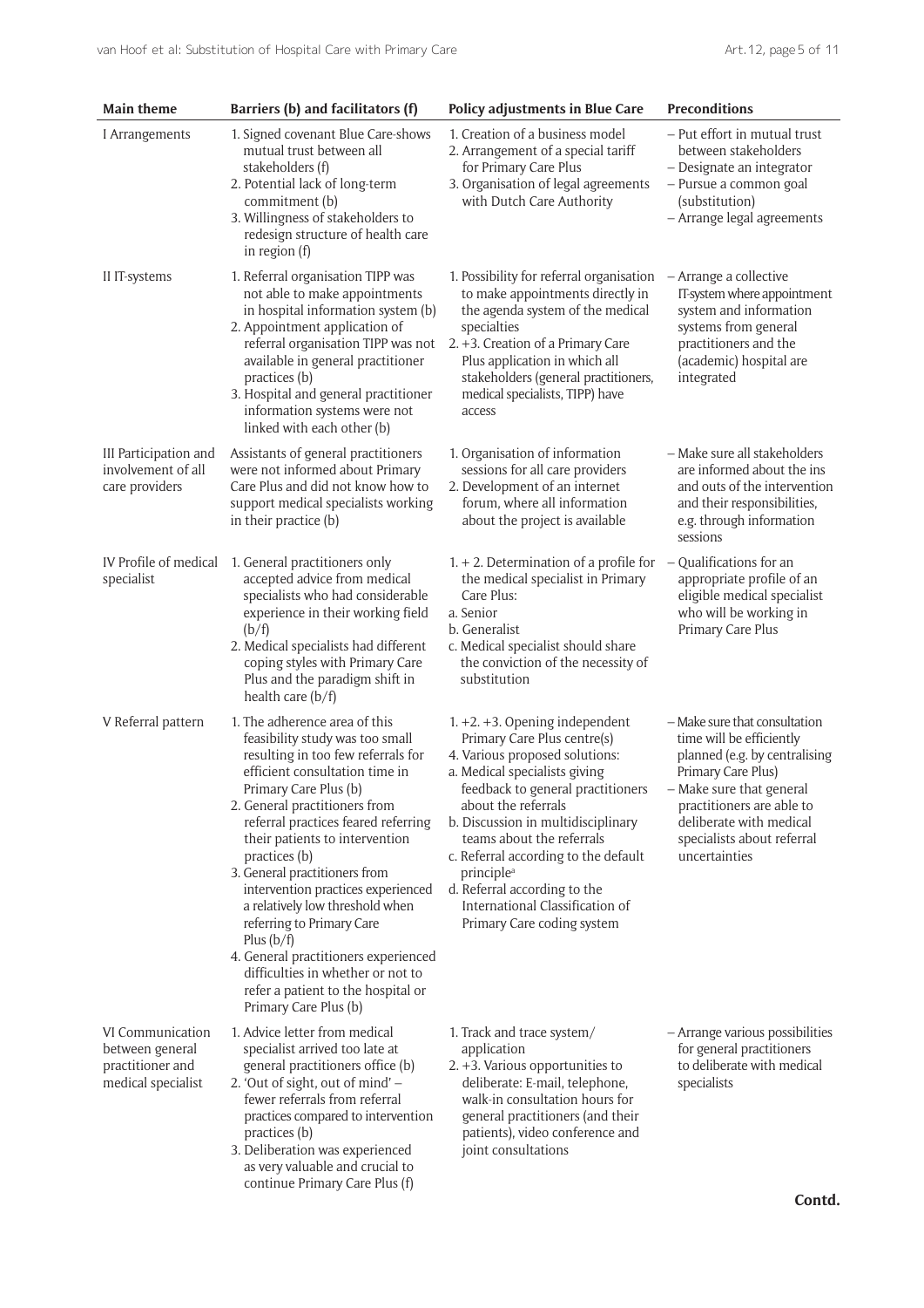| Main theme | Barriers (b) and facilitators (f) | Policy adjustments in Blue Care | Preconditions |
|---|---|---|---|
| I Arrangements | 1. Signed covenant Blue Care-shows mutual trust between all stakeholders (f)<br>2. Potential lack of long-term commitment (b)<br>3. Willingness of stakeholders to redesign structure of health care in region (f) | 1. Creation of a business model<br>2. Arrangement of a special tariff for Primary Care Plus<br>3. Organisation of legal agreements with Dutch Care Authority | – Put effort in mutual trust between stakeholders<br>– Designate an integrator<br>– Pursue a common goal (substitution)<br>– Arrange legal agreements |
| II IT-systems | 1. Referral organisation TIPP was not able to make appointments in hospital information system (b)<br>2. Appointment application of referral organisation TIPP was not available in general practitioner practices (b)<br>3. Hospital and general practitioner information systems were not linked with each other (b) | 1. Possibility for referral organisation to make appointments directly in the agenda system of the medical specialties<br>2. +3. Creation of a Primary Care Plus application in which all stakeholders (general practitioners, medical specialists, TIPP) have access | – Arrange a collective IT-system where appointment system and information systems from general practitioners and the (academic) hospital are integrated |
| III Participation and involvement of all care providers | Assistants of general practitioners were not informed about Primary Care Plus and did not know how to support medical specialists working in their practice (b) | 1. Organisation of information sessions for all care providers<br>2. Development of an internet forum, where all information about the project is available | – Make sure all stakeholders are informed about the ins and outs of the intervention and their responsibilities, e.g. through information sessions |
| IV Profile of medical specialist | 1. General practitioners only accepted advice from medical specialists who had considerable experience in their working field (b/f)<br>2. Medical specialists had different coping styles with Primary Care Plus and the paradigm shift in health care (b/f) | 1. + 2. Determination of a profile for the medical specialist in Primary Care Plus:<br>a. Senior<br>b. Generalist<br>c. Medical specialist should share the conviction of the necessity of substitution | – Qualifications for an appropriate profile of an eligible medical specialist who will be working in Primary Care Plus |
| V Referral pattern | 1. The adherence area of this feasibility study was too small resulting in too few referrals for efficient consultation time in Primary Care Plus (b)<br>2. General practitioners from referral practices feared referring their patients to intervention practices (b)<br>3. General practitioners from intervention practices experienced a relatively low threshold when referring to Primary Care Plus (b/f)<br>4. General practitioners experienced difficulties in whether or not to refer a patient to the hospital or Primary Care Plus (b) | 1. +2. +3. Opening independent Primary Care Plus centre(s)<br>4. Various proposed solutions:<br>a. Medical specialists giving feedback to general practitioners about the referrals<br>b. Discussion in multidisciplinary teams about the referrals<br>c. Referral according to the default principle[a]<br>d. Referral according to the International Classification of Primary Care coding system | – Make sure that consultation time will be efficiently planned (e.g. by centralising Primary Care Plus)<br>– Make sure that general practitioners are able to deliberate with medical specialists about referral uncertainties |
| VI Communication between general practitioner and medical specialist | 1. Advice letter from medical specialist arrived too late at general practitioners office (b)<br>2. 'Out of sight, out of mind' – fewer referrals from referral practices compared to intervention practices (b)<br>3. Deliberation was experienced as very valuable and crucial to continue Primary Care Plus (f) | 1. Track and trace system/application<br>2. +3. Various opportunities to deliberate: E-mail, telephone, walk-in consultation hours for general practitioners (and their patients), video conference and joint consultations | – Arrange various possibilities for general practitioners to deliberate with medical specialists |

**Contd.**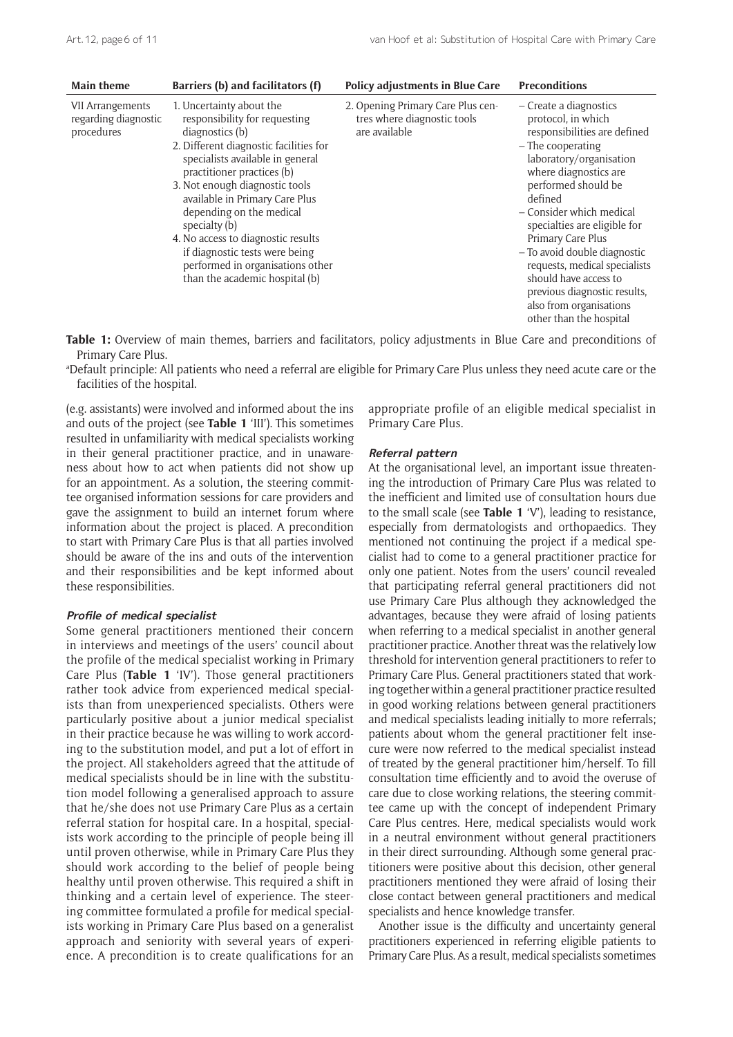| Main theme | Barriers (b) and facilitators (f) | Policy adjustments in Blue Care | Preconditions |
|---|---|---|---|
| VII Arrangements regarding diagnostic procedures | 1. Uncertainty about the responsibility for requesting diagnostics (b)<br>2. Different diagnostic facilities for specialists available in general practitioner practices (b)<br>3. Not enough diagnostic tools available in Primary Care Plus depending on the medical specialty (b)<br>4. No access to diagnostic results if diagnostic tests were being performed in organisations other than the academic hospital (b) | 2. Opening Primary Care Plus centres where diagnostic tools are available | – Create a diagnostics protocol, in which responsibilities are defined<br>– The cooperating laboratory/organisation where diagnostics are performed should be defined<br>– Consider which medical specialties are eligible for Primary Care Plus<br>– To avoid double diagnostic requests, medical specialists should have access to previous diagnostic results, also from organisations other than the hospital |

**Table 1:** Overview of main themes, barriers and facilitators, policy adjustments in Blue Care and preconditions of Primary Care Plus.

[a]Default principle: All patients who need a referral are eligible for Primary Care Plus unless they need acute care or the facilities of the hospital.

(e.g. assistants) were involved and informed about the ins and outs of the project (see **Table 1** 'III'). This sometimes resulted in unfamiliarity with medical specialists working in their general practitioner practice, and in unawareness about how to act when patients did not show up for an appointment. As a solution, the steering committee organised information sessions for care providers and gave the assignment to build an internet forum where information about the project is placed. A precondition to start with Primary Care Plus is that all parties involved should be aware of the ins and outs of the intervention and their responsibilities and be kept informed about these responsibilities.

### *Profile of medical specialist*

Some general practitioners mentioned their concern in interviews and meetings of the users' council about the profile of the medical specialist working in Primary Care Plus (**Table 1** 'IV'). Those general practitioners rather took advice from experienced medical specialists than from unexperienced specialists. Others were particularly positive about a junior medical specialist in their practice because he was willing to work according to the substitution model, and put a lot of effort in the project. All stakeholders agreed that the attitude of medical specialists should be in line with the substitution model following a generalised approach to assure that he/she does not use Primary Care Plus as a certain referral station for hospital care. In a hospital, specialists work according to the principle of people being ill until proven otherwise, while in Primary Care Plus they should work according to the belief of people being healthy until proven otherwise. This required a shift in thinking and a certain level of experience. The steering committee formulated a profile for medical specialists working in Primary Care Plus based on a generalist approach and seniority with several years of experience. A precondition is to create qualifications for an appropriate profile of an eligible medical specialist in Primary Care Plus.

### *Referral pattern*

At the organisational level, an important issue threatening the introduction of Primary Care Plus was related to the inefficient and limited use of consultation hours due to the small scale (see **Table 1** 'V'), leading to resistance, especially from dermatologists and orthopaedics. They mentioned not continuing the project if a medical specialist had to come to a general practitioner practice for only one patient. Notes from the users' council revealed that participating referral general practitioners did not use Primary Care Plus although they acknowledged the advantages, because they were afraid of losing patients when referring to a medical specialist in another general practitioner practice. Another threat was the relatively low threshold for intervention general practitioners to refer to Primary Care Plus. General practitioners stated that working together within a general practitioner practice resulted in good working relations between general practitioners and medical specialists leading initially to more referrals; patients about whom the general practitioner felt insecure were now referred to the medical specialist instead of treated by the general practitioner him/herself. To fill consultation time efficiently and to avoid the overuse of care due to close working relations, the steering committee came up with the concept of independent Primary Care Plus centres. Here, medical specialists would work in a neutral environment without general practitioners in their direct surrounding. Although some general practitioners were positive about this decision, other general practitioners mentioned they were afraid of losing their close contact between general practitioners and medical specialists and hence knowledge transfer.

Another issue is the difficulty and uncertainty general practitioners experienced in referring eligible patients to Primary Care Plus. As a result, medical specialists sometimes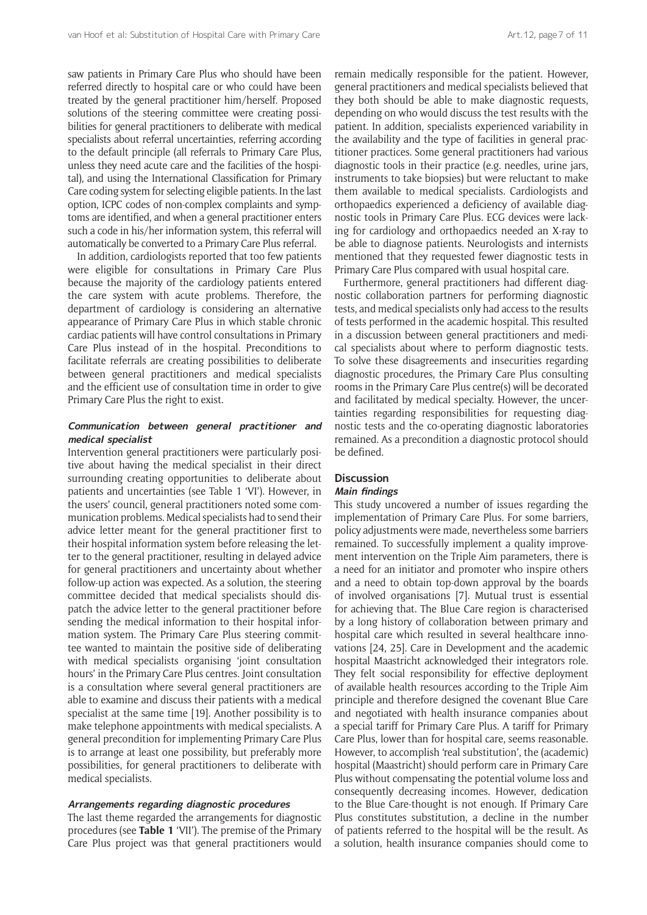saw patients in Primary Care Plus who should have been referred directly to hospital care or who could have been treated by the general practitioner him/herself. Proposed solutions of the steering committee were creating possibilities for general practitioners to deliberate with medical specialists about referral uncertainties, referring according to the default principle (all referrals to Primary Care Plus, unless they need acute care and the facilities of the hospital), and using the International Classification for Primary Care coding system for selecting eligible patients. In the last option, ICPC codes of non-complex complaints and symptoms are identified, and when a general practitioner enters such a code in his/her information system, this referral will automatically be converted to a Primary Care Plus referral.

In addition, cardiologists reported that too few patients were eligible for consultations in Primary Care Plus because the majority of the cardiology patients entered the care system with acute problems. Therefore, the department of cardiology is considering an alternative appearance of Primary Care Plus in which stable chronic cardiac patients will have control consultations in Primary Care Plus instead of in the hospital. Preconditions to facilitate referrals are creating possibilities to deliberate between general practitioners and medical specialists and the efficient use of consultation time in order to give Primary Care Plus the right to exist.

#### *Communication between general practitioner and medical specialist*

Intervention general practitioners were particularly positive about having the medical specialist in their direct surrounding creating opportunities to deliberate about patients and uncertainties (see Table 1 'VI'). However, in the users' council, general practitioners noted some communication problems. Medical specialists had to send their advice letter meant for the general practitioner first to their hospital information system before releasing the letter to the general practitioner, resulting in delayed advice for general practitioners and uncertainty about whether follow-up action was expected. As a solution, the steering committee decided that medical specialists should dispatch the advice letter to the general practitioner before sending the medical information to their hospital information system. The Primary Care Plus steering committee wanted to maintain the positive side of deliberating with medical specialists organising 'joint consultation hours' in the Primary Care Plus centres. Joint consultation is a consultation where several general practitioners are able to examine and discuss their patients with a medical specialist at the same time [19]. Another possibility is to make telephone appointments with medical specialists. A general precondition for implementing Primary Care Plus is to arrange at least one possibility, but preferably more possibilities, for general practitioners to deliberate with medical specialists.

#### *Arrangements regarding diagnostic procedures*

The last theme regarded the arrangements for diagnostic procedures (see **Table 1** 'VII'). The premise of the Primary Care Plus project was that general practitioners would remain medically responsible for the patient. However, general practitioners and medical specialists believed that they both should be able to make diagnostic requests, depending on who would discuss the test results with the patient. In addition, specialists experienced variability in the availability and the type of facilities in general practitioner practices. Some general practitioners had various diagnostic tools in their practice (e.g. needles, urine jars, instruments to take biopsies) but were reluctant to make them available to medical specialists. Cardiologists and orthopaedics experienced a deficiency of available diagnostic tools in Primary Care Plus. ECG devices were lacking for cardiology and orthopaedics needed an X-ray to be able to diagnose patients. Neurologists and internists mentioned that they requested fewer diagnostic tests in Primary Care Plus compared with usual hospital care.

Furthermore, general practitioners had different diagnostic collaboration partners for performing diagnostic tests, and medical specialists only had access to the results of tests performed in the academic hospital. This resulted in a discussion between general practitioners and medical specialists about where to perform diagnostic tests. To solve these disagreements and insecurities regarding diagnostic procedures, the Primary Care Plus consulting rooms in the Primary Care Plus centre(s) will be decorated and facilitated by medical specialty. However, the uncertainties regarding responsibilities for requesting diagnostic tests and the co-operating diagnostic laboratories remained. As a precondition a diagnostic protocol should be defined.

## Discussion

#### *Main findings*

This study uncovered a number of issues regarding the implementation of Primary Care Plus. For some barriers, policy adjustments were made, nevertheless some barriers remained. To successfully implement a quality improvement intervention on the Triple Aim parameters, there is a need for an initiator and promoter who inspire others and a need to obtain top-down approval by the boards of involved organisations [7]. Mutual trust is essential for achieving that. The Blue Care region is characterised by a long history of collaboration between primary and hospital care which resulted in several healthcare innovations [24, 25]. Care in Development and the academic hospital Maastricht acknowledged their integrators role. They felt social responsibility for effective deployment of available health resources according to the Triple Aim principle and therefore designed the covenant Blue Care and negotiated with health insurance companies about a special tariff for Primary Care Plus. A tariff for Primary Care Plus, lower than for hospital care, seems reasonable. However, to accomplish 'real substitution', the (academic) hospital (Maastricht) should perform care in Primary Care Plus without compensating the potential volume loss and consequently decreasing incomes. However, dedication to the Blue Care-thought is not enough. If Primary Care Plus constitutes substitution, a decline in the number of patients referred to the hospital will be the result. As a solution, health insurance companies should come to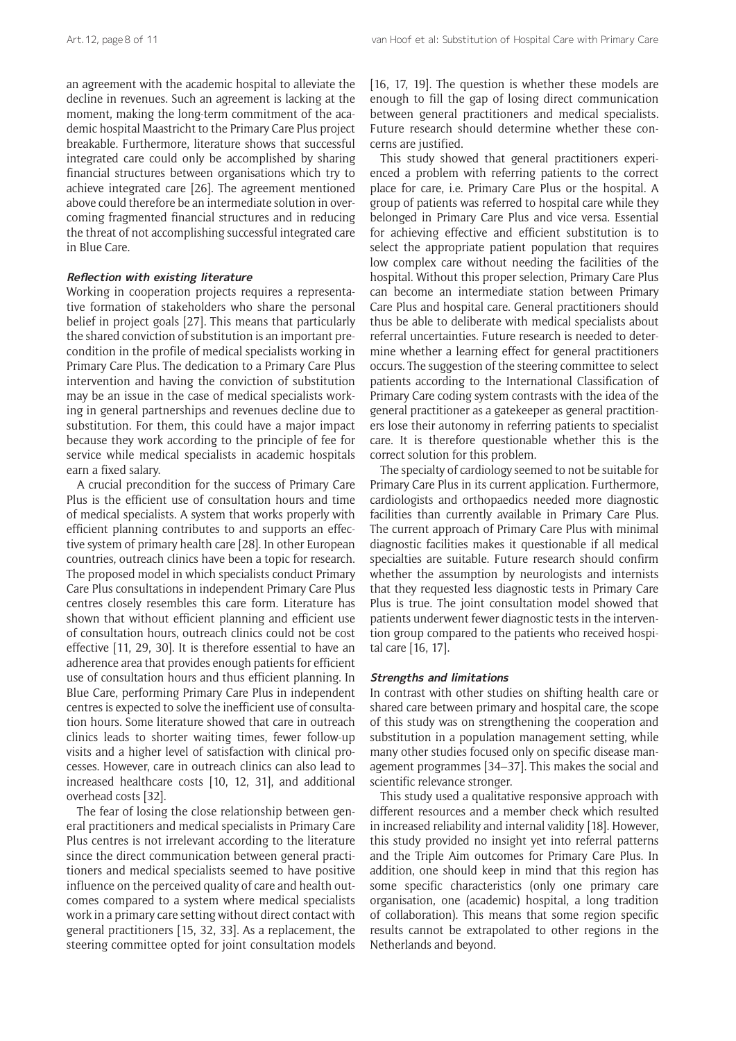an agreement with the academic hospital to alleviate the decline in revenues. Such an agreement is lacking at the moment, making the long-term commitment of the academic hospital Maastricht to the Primary Care Plus project breakable. Furthermore, literature shows that successful integrated care could only be accomplished by sharing financial structures between organisations which try to achieve integrated care [26]. The agreement mentioned above could therefore be an intermediate solution in overcoming fragmented financial structures and in reducing the threat of not accomplishing successful integrated care in Blue Care.

### *Reflection with existing literature*

Working in cooperation projects requires a representative formation of stakeholders who share the personal belief in project goals [27]. This means that particularly the shared conviction of substitution is an important precondition in the profile of medical specialists working in Primary Care Plus. The dedication to a Primary Care Plus intervention and having the conviction of substitution may be an issue in the case of medical specialists working in general partnerships and revenues decline due to substitution. For them, this could have a major impact because they work according to the principle of fee for service while medical specialists in academic hospitals earn a fixed salary.

A crucial precondition for the success of Primary Care Plus is the efficient use of consultation hours and time of medical specialists. A system that works properly with efficient planning contributes to and supports an effective system of primary health care [28]. In other European countries, outreach clinics have been a topic for research. The proposed model in which specialists conduct Primary Care Plus consultations in independent Primary Care Plus centres closely resembles this care form. Literature has shown that without efficient planning and efficient use of consultation hours, outreach clinics could not be cost effective [11, 29, 30]. It is therefore essential to have an adherence area that provides enough patients for efficient use of consultation hours and thus efficient planning. In Blue Care, performing Primary Care Plus in independent centres is expected to solve the inefficient use of consultation hours. Some literature showed that care in outreach clinics leads to shorter waiting times, fewer follow-up visits and a higher level of satisfaction with clinical processes. However, care in outreach clinics can also lead to increased healthcare costs [10, 12, 31], and additional overhead costs [32].

The fear of losing the close relationship between general practitioners and medical specialists in Primary Care Plus centres is not irrelevant according to the literature since the direct communication between general practitioners and medical specialists seemed to have positive influence on the perceived quality of care and health outcomes compared to a system where medical specialists work in a primary care setting without direct contact with general practitioners [15, 32, 33]. As a replacement, the steering committee opted for joint consultation models [16, 17, 19]. The question is whether these models are enough to fill the gap of losing direct communication between general practitioners and medical specialists. Future research should determine whether these concerns are justified.

This study showed that general practitioners experienced a problem with referring patients to the correct place for care, i.e. Primary Care Plus or the hospital. A group of patients was referred to hospital care while they belonged in Primary Care Plus and vice versa. Essential for achieving effective and efficient substitution is to select the appropriate patient population that requires low complex care without needing the facilities of the hospital. Without this proper selection, Primary Care Plus can become an intermediate station between Primary Care Plus and hospital care. General practitioners should thus be able to deliberate with medical specialists about referral uncertainties. Future research is needed to determine whether a learning effect for general practitioners occurs. The suggestion of the steering committee to select patients according to the International Classification of Primary Care coding system contrasts with the idea of the general practitioner as a gatekeeper as general practitioners lose their autonomy in referring patients to specialist care. It is therefore questionable whether this is the correct solution for this problem.

The specialty of cardiology seemed to not be suitable for Primary Care Plus in its current application. Furthermore, cardiologists and orthopaedics needed more diagnostic facilities than currently available in Primary Care Plus. The current approach of Primary Care Plus with minimal diagnostic facilities makes it questionable if all medical specialties are suitable. Future research should confirm whether the assumption by neurologists and internists that they requested less diagnostic tests in Primary Care Plus is true. The joint consultation model showed that patients underwent fewer diagnostic tests in the intervention group compared to the patients who received hospital care [16, 17].

### *Strengths and limitations*

In contrast with other studies on shifting health care or shared care between primary and hospital care, the scope of this study was on strengthening the cooperation and substitution in a population management setting, while many other studies focused only on specific disease management programmes [34–37]. This makes the social and scientific relevance stronger.

This study used a qualitative responsive approach with different resources and a member check which resulted in increased reliability and internal validity [18]. However, this study provided no insight yet into referral patterns and the Triple Aim outcomes for Primary Care Plus. In addition, one should keep in mind that this region has some specific characteristics (only one primary care organisation, one (academic) hospital, a long tradition of collaboration). This means that some region specific results cannot be extrapolated to other regions in the Netherlands and beyond.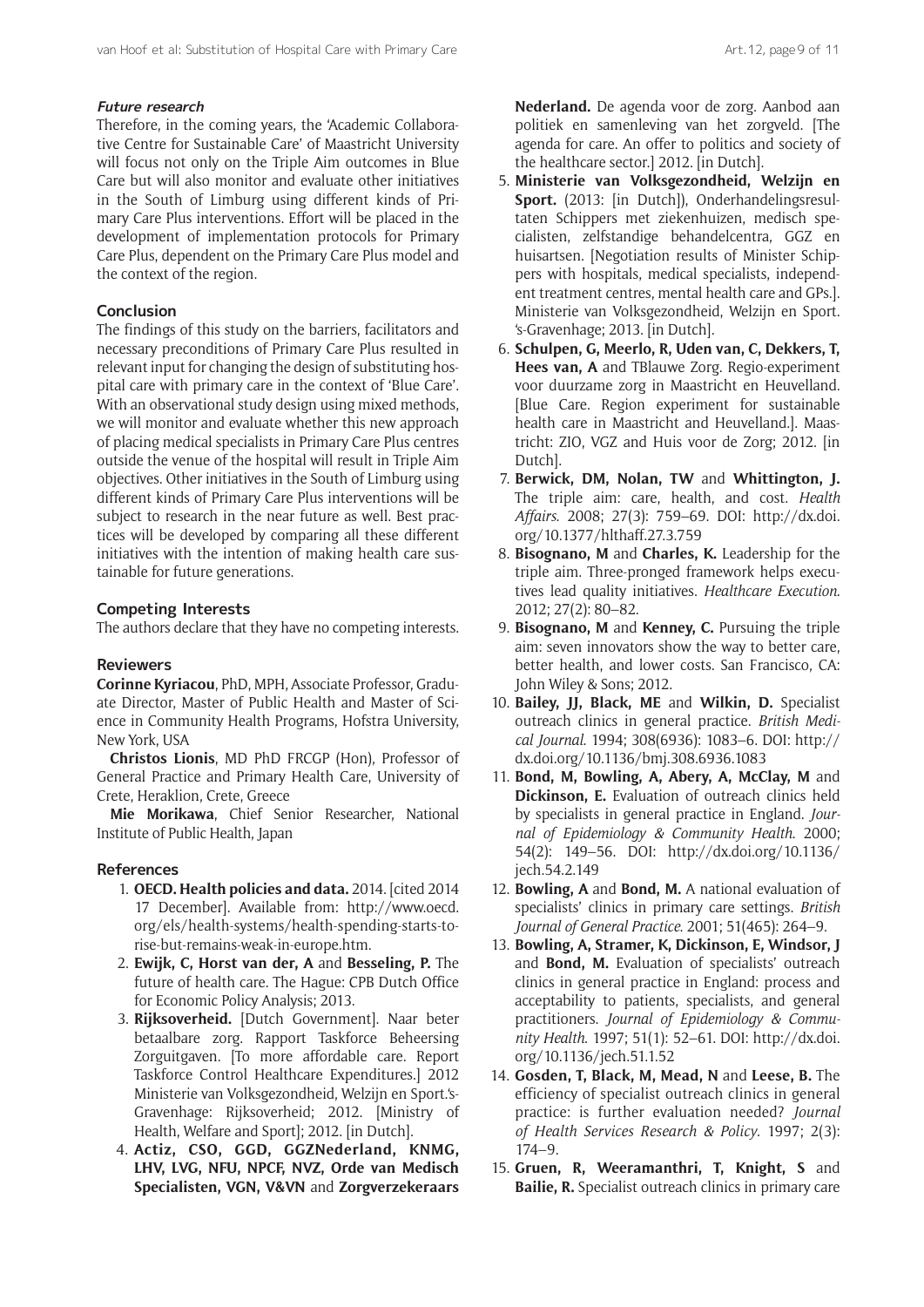#### *Future research*

Therefore, in the coming years, the 'Academic Collaborative Centre for Sustainable Care' of Maastricht University will focus not only on the Triple Aim outcomes in Blue Care but will also monitor and evaluate other initiatives in the South of Limburg using different kinds of Primary Care Plus interventions. Effort will be placed in the development of implementation protocols for Primary Care Plus, dependent on the Primary Care Plus model and the context of the region.

### Conclusion

The findings of this study on the barriers, facilitators and necessary preconditions of Primary Care Plus resulted in relevant input for changing the design of substituting hospital care with primary care in the context of 'Blue Care'. With an observational study design using mixed methods, we will monitor and evaluate whether this new approach of placing medical specialists in Primary Care Plus centres outside the venue of the hospital will result in Triple Aim objectives. Other initiatives in the South of Limburg using different kinds of Primary Care Plus interventions will be subject to research in the near future as well. Best practices will be developed by comparing all these different initiatives with the intention of making health care sustainable for future generations.

### Competing Interests

The authors declare that they have no competing interests.

### Reviewers

**Corinne Kyriacou**, PhD, MPH, Associate Professor, Graduate Director, Master of Public Health and Master of Science in Community Health Programs, Hofstra University, New York, USA

**Christos Lionis**, MD PhD FRCGP (Hon), Professor of General Practice and Primary Health Care, University of Crete, Heraklion, Crete, Greece

**Mie Morikawa**, Chief Senior Researcher, National Institute of Public Health, Japan

### References

1. **OECD. Health policies and data.** 2014. [cited 2014 17 December]. Available from: http://www.oecd.org/els/health-systems/health-spending-starts-to-rise-but-remains-weak-in-europe.htm.
2. **Ewijk, C, Horst van der, A** and **Besseling, P.** The future of health care. The Hague: CPB Dutch Office for Economic Policy Analysis; 2013.
3. **Rijksoverheid.** [Dutch Government]. Naar beter betaalbare zorg. Rapport Taskforce Beheersing Zorguitgaven. [To more affordable care. Report Taskforce Control Healthcare Expenditures.] 2012 Ministerie van Volksgezondheid, Welzijn en Sport.'s-Gravenhage: Rijksoverheid; 2012. [Ministry of Health, Welfare and Sport]; 2012. [in Dutch].
4. **Actiz, CSO, GGD, GGZNederland, KNMG, LHV, LVG, NFU, NPCF, NVZ, Orde van Medisch Specialisten, VGN, V&VN** and **Zorgverzekeraars Nederland.** De agenda voor de zorg. Aanbod aan politiek en samenleving van het zorgveld. [The agenda for care. An offer to politics and society of the healthcare sector.] 2012. [in Dutch].
5. **Ministerie van Volksgezondheid, Welzijn en Sport.** (2013: [in Dutch]), Onderhandelingsresultaten Schippers met ziekenhuizen, medisch specialisten, zelfstandige behandelcentra, GGZ en huisartsen. [Negotiation results of Minister Schippers with hospitals, medical specialists, independent treatment centres, mental health care and GPs.]. Ministerie van Volksgezondheid, Welzijn en Sport. 's-Gravenhage; 2013. [in Dutch].
6. **Schulpen, G, Meerlo, R, Uden van, C, Dekkers, T, Hees van, A** and TBlauwe Zorg. Regio-experiment voor duurzame zorg in Maastricht en Heuvelland. [Blue Care. Region experiment for sustainable health care in Maastricht and Heuvelland.]. Maastricht: ZIO, VGZ and Huis voor de Zorg; 2012. [in Dutch].
7. **Berwick, DM, Nolan, TW** and **Whittington, J.** The triple aim: care, health, and cost. *Health Affairs*. 2008; 27(3): 759–69. DOI: http://dx.doi.org/10.1377/hlthaff.27.3.759
8. **Bisognano, M** and **Charles, K.** Leadership for the triple aim. Three-pronged framework helps executives lead quality initiatives. *Healthcare Execution*. 2012; 27(2): 80–82.
9. **Bisognano, M** and **Kenney, C.** Pursuing the triple aim: seven innovators show the way to better care, better health, and lower costs. San Francisco, CA: John Wiley & Sons; 2012.
10. **Bailey, JJ, Black, ME** and **Wilkin, D.** Specialist outreach clinics in general practice. *British Medical Journal*. 1994; 308(6936): 1083–6. DOI: http://dx.doi.org/10.1136/bmj.308.6936.1083
11. **Bond, M, Bowling, A, Abery, A, McClay, M** and **Dickinson, E.** Evaluation of outreach clinics held by specialists in general practice in England. *Journal of Epidemiology & Community Health*. 2000; 54(2): 149–56. DOI: http://dx.doi.org/10.1136/jech.54.2.149
12. **Bowling, A** and **Bond, M.** A national evaluation of specialists' clinics in primary care settings. *British Journal of General Practice*. 2001; 51(465): 264–9.
13. **Bowling, A, Stramer, K, Dickinson, E, Windsor, J** and **Bond, M.** Evaluation of specialists' outreach clinics in general practice in England: process and acceptability to patients, specialists, and general practitioners. *Journal of Epidemiology & Community Health*. 1997; 51(1): 52–61. DOI: http://dx.doi.org/10.1136/jech.51.1.52
14. **Gosden, T, Black, M, Mead, N** and **Leese, B.** The efficiency of specialist outreach clinics in general practice: is further evaluation needed? *Journal of Health Services Research & Policy*. 1997; 2(3): 174–9.
15. **Gruen, R, Weeramanthri, T, Knight, S** and **Bailie, R.** Specialist outreach clinics in primary care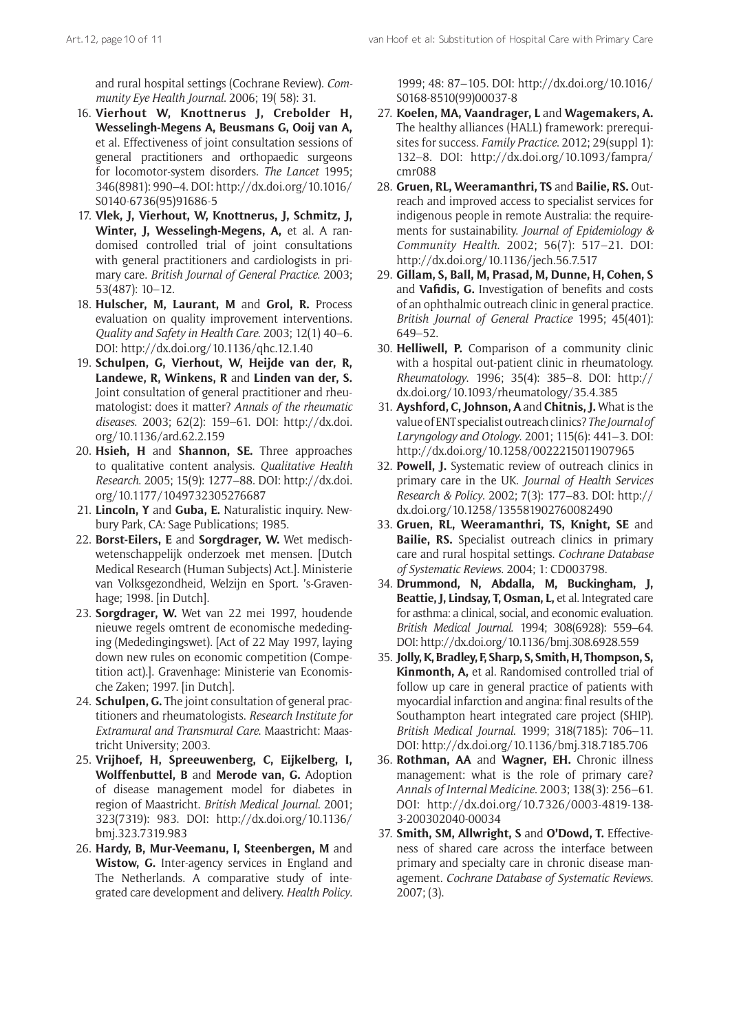and rural hospital settings (Cochrane Review). *Community Eye Health Journal*. 2006; 19( 58): 31.

16. **Vierhout W, Knottnerus J, Crebolder H, Wesselingh-Megens A, Beusmans G, Ooij van A,** et al. Effectiveness of joint consultation sessions of general practitioners and orthopaedic surgeons for locomotor-system disorders. *The Lancet* 1995; 346(8981): 990–4. DOI: http://dx.doi.org/10.1016/S0140-6736(95)91686-5
17. **Vlek, J, Vierhout, W, Knottnerus, J, Schmitz, J, Winter, J, Wesselingh-Megens, A,** et al. A randomised controlled trial of joint consultations with general practitioners and cardiologists in primary care. *British Journal of General Practice*. 2003; 53(487): 10–12.
18. **Hulscher, M, Laurant, M** and **Grol, R.** Process evaluation on quality improvement interventions. *Quality and Safety in Health Care*. 2003; 12(1) 40–6. DOI: http://dx.doi.org/10.1136/qhc.12.1.40
19. **Schulpen, G, Vierhout, W, Heijde van der, R, Landewe, R, Winkens, R** and **Linden van der, S.** Joint consultation of general practitioner and rheumatologist: does it matter? *Annals of the rheumatic diseases*. 2003; 62(2): 159–61. DOI: http://dx.doi.org/10.1136/ard.62.2.159
20. **Hsieh, H** and **Shannon, SE.** Three approaches to qualitative content analysis. *Qualitative Health Research*. 2005; 15(9): 1277–88. DOI: http://dx.doi.org/10.1177/1049732305276687
21. **Lincoln, Y** and **Guba, E.** Naturalistic inquiry. Newbury Park, CA: Sage Publications; 1985.
22. **Borst-Eilers, E** and **Sorgdrager, W.** Wet medisch-wetenschappelijk onderzoek met mensen. [Dutch Medical Research (Human Subjects) Act.]. Ministerie van Volksgezondheid, Welzijn en Sport. 's-Gravenhage; 1998. [in Dutch].
23. **Sorgdrager, W.** Wet van 22 mei 1997, houdende nieuwe regels omtrent de economische mededinging (Mededingingswet). [Act of 22 May 1997, laying down new rules on economic competition (Competition act).]. Gravenhage: Ministerie van Economische Zaken; 1997. [in Dutch].
24. **Schulpen, G.** The joint consultation of general practitioners and rheumatologists. *Research Institute for Extramural and Transmural Care*. Maastricht: Maastricht University; 2003.
25. **Vrijhoef, H, Spreeuwenberg, C, Eijkelberg, I, Wolffenbuttel, B** and **Merode van, G.** Adoption of disease management model for diabetes in region of Maastricht. *British Medical Journal*. 2001; 323(7319): 983. DOI: http://dx.doi.org/10.1136/bmj.323.7319.983
26. **Hardy, B, Mur-Veemanu, I, Steenbergen, M** and **Wistow, G.** Inter-agency services in England and The Netherlands. A comparative study of integrated care development and delivery. *Health Policy*. 1999; 48: 87–105. DOI: http://dx.doi.org/10.1016/S0168-8510(99)00037-8
27. **Koelen, MA, Vaandrager, L** and **Wagemakers, A.** The healthy alliances (HALL) framework: prerequisites for success. *Family Practice*. 2012; 29(suppl 1): 132–8. DOI: http://dx.doi.org/10.1093/fampra/cmr088
28. **Gruen, RL, Weeramanthri, TS** and **Bailie, RS.** Outreach and improved access to specialist services for indigenous people in remote Australia: the requirements for sustainability. *Journal of Epidemiology & Community Health*. 2002; 56(7): 517–21. DOI: http://dx.doi.org/10.1136/jech.56.7.517
29. **Gillam, S, Ball, M, Prasad, M, Dunne, H, Cohen, S** and **Vafidis, G.** Investigation of benefits and costs of an ophthalmic outreach clinic in general practice. *British Journal of General Practice* 1995; 45(401): 649–52.
30. **Helliwell, P.** Comparison of a community clinic with a hospital out-patient clinic in rheumatology. *Rheumatology*. 1996; 35(4): 385–8. DOI: http://dx.doi.org/10.1093/rheumatology/35.4.385
31. **Ayshford, C, Johnson, A** and **Chitnis, J.** What is the value of ENT specialist outreach clinics? *The Journal of Laryngology and Otology*. 2001; 115(6): 441–3. DOI: http://dx.doi.org/10.1258/0022215011907965
32. **Powell, J.** Systematic review of outreach clinics in primary care in the UK. *Journal of Health Services Research & Policy*. 2002; 7(3): 177–83. DOI: http://dx.doi.org/10.1258/135581902760082490
33. **Gruen, RL, Weeramanthri, TS, Knight, SE** and **Bailie, RS.** Specialist outreach clinics in primary care and rural hospital settings. *Cochrane Database of Systematic Reviews*. 2004; 1: CD003798.
34. **Drummond, N, Abdalla, M, Buckingham, J, Beattie, J, Lindsay, T, Osman, L,** et al. Integrated care for asthma: a clinical, social, and economic evaluation. *British Medical Journal*. 1994; 308(6928): 559–64. DOI: http://dx.doi.org/10.1136/bmj.308.6928.559
35. **Jolly, K, Bradley, F, Sharp, S, Smith, H, Thompson, S, Kinmonth, A,** et al. Randomised controlled trial of follow up care in general practice of patients with myocardial infarction and angina: final results of the Southampton heart integrated care project (SHIP). *British Medical Journal*. 1999; 318(7185): 706–11. DOI: http://dx.doi.org/10.1136/bmj.318.7185.706
36. **Rothman, AA** and **Wagner, EH.** Chronic illness management: what is the role of primary care? *Annals of Internal Medicine*. 2003; 138(3): 256–61. DOI: http://dx.doi.org/10.7326/0003-4819-138-3-200302040-00034
37. **Smith, SM, Allwright, S** and **O'Dowd, T.** Effectiveness of shared care across the interface between primary and specialty care in chronic disease management. *Cochrane Database of Systematic Reviews*. 2007; (3).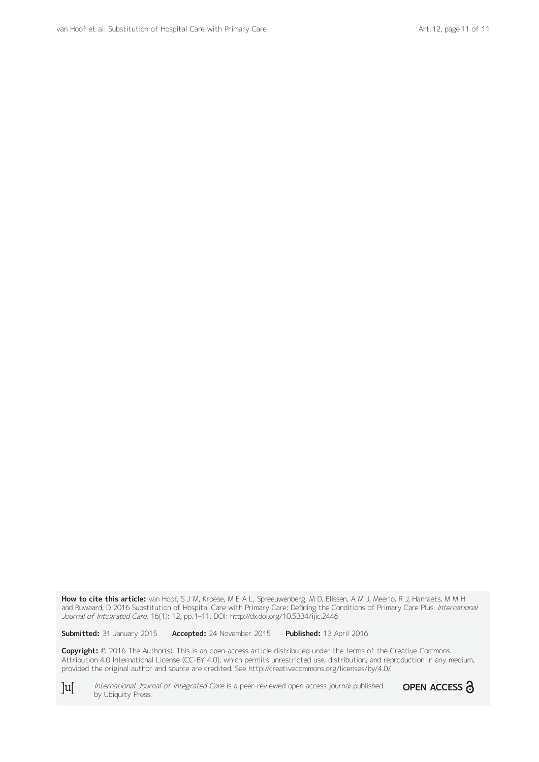**How to cite this article:** van Hoof, S J M, Kroese, M E A L, Spreeuwenberg, M D, Elissen, A M J, Meerlo, R J, Hanraets, M M H and Ruwaard, D 2016 Substitution of Hospital Care with Primary Care: Defining the Conditions of Primary Care Plus. *International Journal of Integrated Care*, 16(1): 12, pp. 1–11, DOI: http://dx.doi.org/10.5334/ijic.2446

**Submitted:** 31 January 2015 **Accepted:** 24 November 2015 **Published:** 13 April 2016

**Copyright:** © 2016 The Author(s). This is an open-access article distributed under the terms of the Creative Commons Attribution 4.0 International License (CC-BY 4.0), which permits unrestricted use, distribution, and reproduction in any medium, provided the original author and source are credited. See http://creativecommons.org/licenses/by/4.0/.

*International Journal of Integrated Care* is a peer-reviewed open access journal published by Ubiquity Press.

OPEN ACCESS